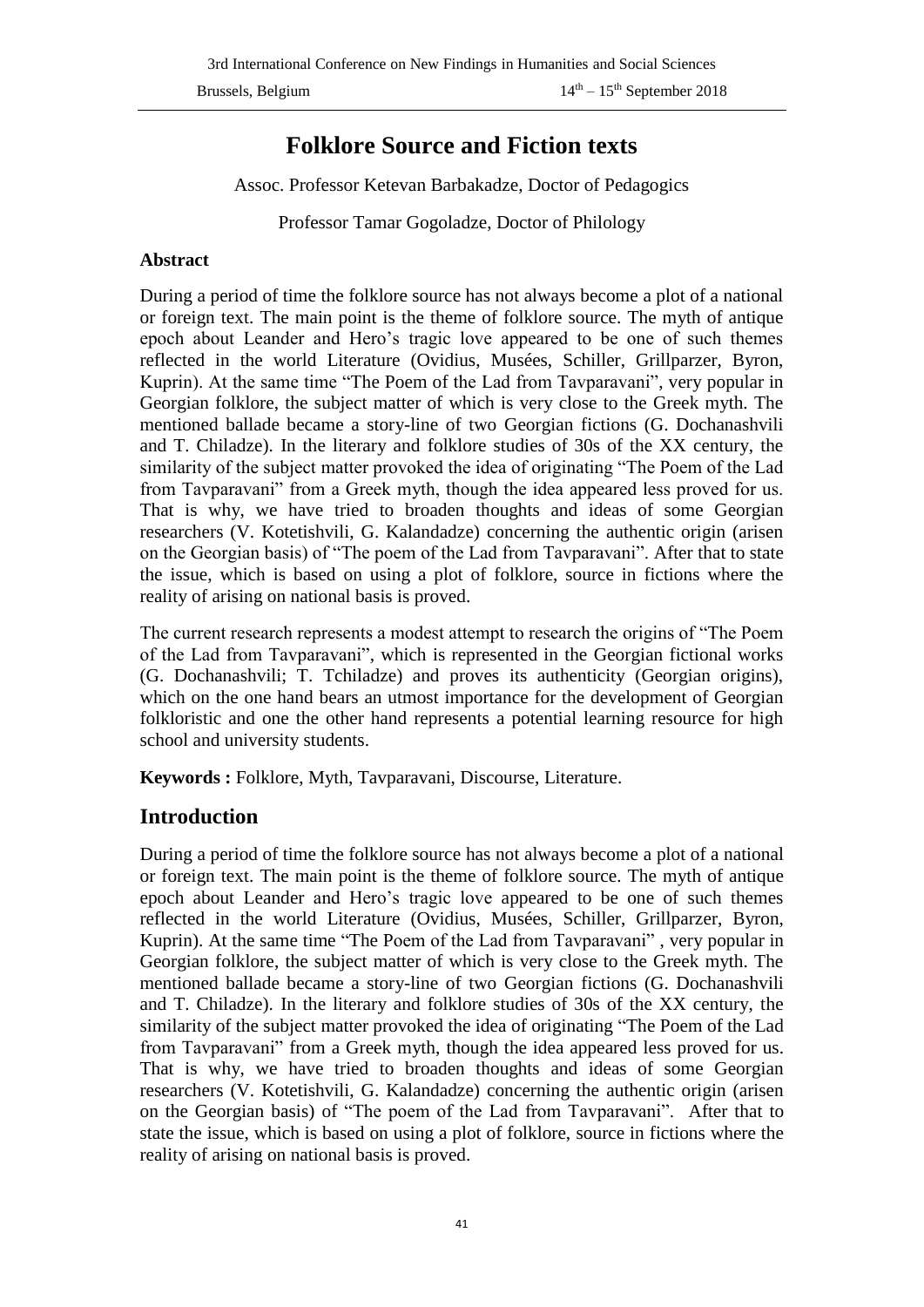# Folklore Source and Fiction texts

Assoc. Professor Ketevan Barbakadze, Doctor of Pedagogics

Professor Tamar Gogoladze, Doctor of Philology

### Abstract

During a period of time the folklore source has not always become a plot of a national or foreign text. The main point is the theme of folklore source. The myth of antique epoch about Leander and Hero's tragic love appeared to be one of such themes reflected in the world Literature (Ovidius, Musées, Schiller, Grillparzer, Byron, Kuprin). At the same time "The Poem of the Lad from Tavparavani", very popular in Georgian folklore, the subject matter of which is very close to the Greek myth. The mentioned ballade became a story-line of two Georgian fictions (G. Dochanashvili and T. Chiladze). In the literary and folklore studies of 30s of the XX century, the similarity of the subject matter provoked the idea of originating "The Poem of the Lad from Tavparavani" from a Greek myth, though the idea appeared less proved for us. That is why, we have tried to broaden thoughts and ideas of some Georgian researchers (V. Kotetishvili, G. Kalandadze) concerning the authentic origin (arisen on the Georgian basis) of "The poem of the Lad from Tavparavani". After that to state the issue, which is based on using a plot of folklore, source in fictions where the reality of arising on national basis is proved.

The current research represents a modest attempt to research the origins of "The Poem of the Lad from Tavparavani", which is represented in the Georgian fictional works (G. Dochanashvili; T. Tchiladze) and proves its authenticity (Georgian origins), which on the one hand bears an utmost importance for the development of Georgian folkloristic and one the other hand represents a potential learning resource for high school and university students.

**Keywords :** Folklore, Myth, Tavparavani, Discourse, Literature.

## Introduction

During a period of time the folklore source has not always become a plot of a national or foreign text. The main point is the theme of folklore source. The myth of antique epoch about Leander and Hero's tragic love appeared to be one of such themes reflected in the world Literature (Ovidius, Musées, Schiller, Grillparzer, Byron, Kuprin). At the same time "The Poem of the Lad from Tavparavani" , very popular in Georgian folklore, the subject matter of which is very close to the Greek myth. The mentioned ballade became a story-line of two Georgian fictions (G. Dochanashvili and T. Chiladze). In the literary and folklore studies of 30s of the XX century, the similarity of the subject matter provoked the idea of originating "The Poem of the Lad from Tavparavani" from a Greek myth, though the idea appeared less proved for us. That is why, we have tried to broaden thoughts and ideas of some Georgian researchers (V. Kotetishvili, G. Kalandadze) concerning the authentic origin (arisen on the Georgian basis) of "The poem of the Lad from Tavparavani". After that to state the issue, which is based on using a plot of folklore, source in fictions where the reality of arising on national basis is proved.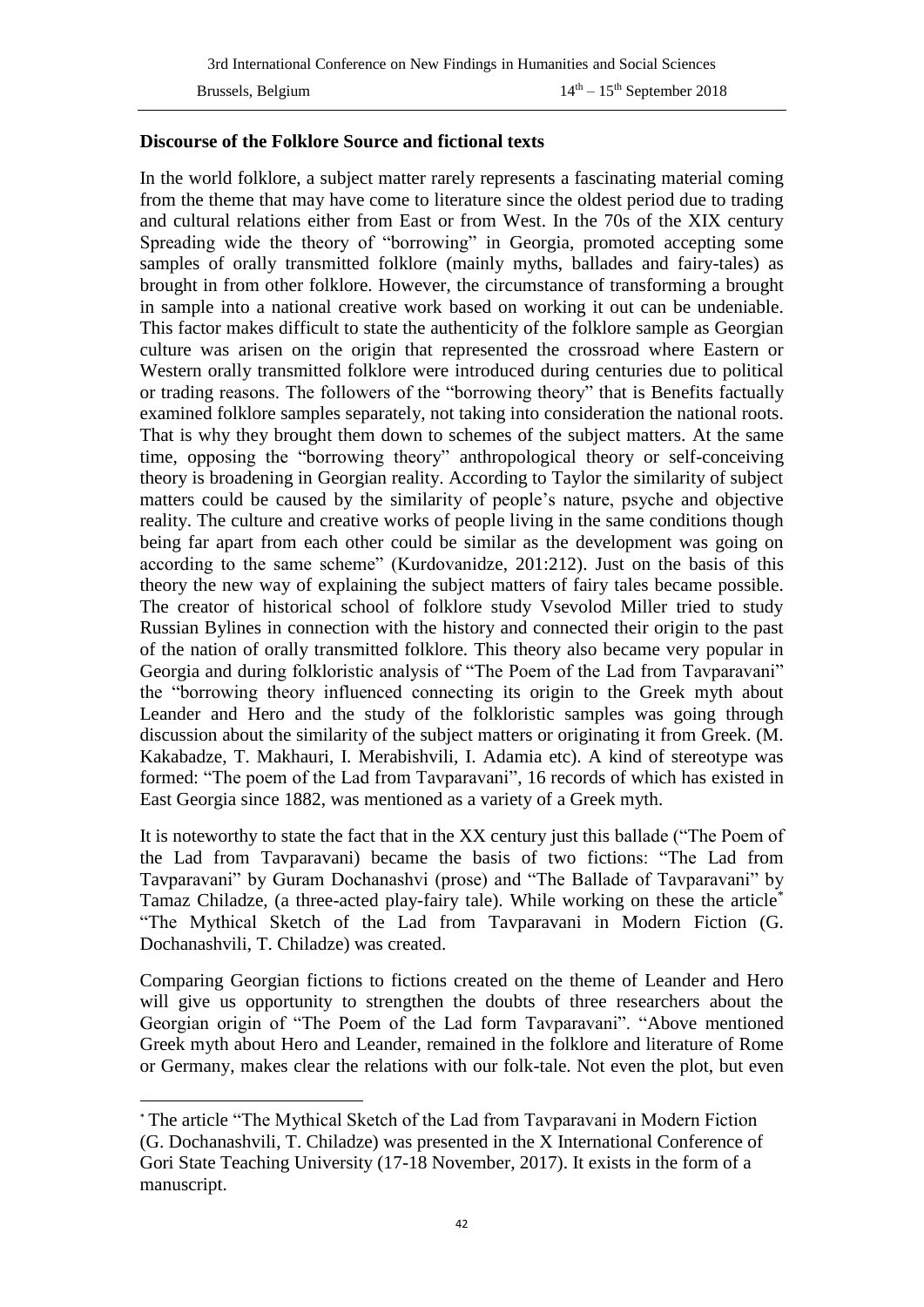## Discourse of the Folklore Source and fictional texts

In the world folklore, a subject matter rarely represents a fascinating material coming from the theme that may have come to literature since the oldest period due to trading and cultural relations either from East or from West. In the 70s of the XIX century Spreading wide the theory of "borrowing" in Georgia, promoted accepting some samples of orally transmitted folklore (mainly myths, ballades and fairy-tales) as brought in from other folklore. However, the circumstance of transforming a brought in sample into a national creative work based on working it out can be undeniable. This factor makes difficult to state the authenticity of the folklore sample as Georgian culture was arisen on the origin that represented the crossroad where Eastern or Western orally transmitted folklore were introduced during centuries due to political or trading reasons. The followers of the "borrowing theory" that is Benefits factually examined folklore samples separately, not taking into consideration the national roots. That is why they brought them down to schemes of the subject matters. At the same time, opposing the "borrowing theory" anthropological theory or self-conceiving theory is broadening in Georgian reality. According to Taylor the similarity of subject matters could be caused by the similarity of people's nature, psyche and objective reality. The culture and creative works of people living in the same conditions though being far apart from each other could be similar as the development was going on according to the same scheme" (Kurdovanidze, 201:212). Just on the basis of this theory the new way of explaining the subject matters of fairy tales became possible. The creator of historical school of folklore study Vsevolod Miller tried to study Russian Bylines in connection with the history and connected their origin to the past of the nation of orally transmitted folklore. This theory also became very popular in Georgia and during folkloristic analysis of "The Poem of the Lad from Tavparavani" the "borrowing theory influenced connecting its origin to the Greek myth about Leander and Hero and the study of the folkloristic samples was going through discussion about the similarity of the subject matters or originating it from Greek. (M. Kakabadze, T. Makhauri, I. Merabishvili, I. Adamia etc). A kind of stereotype was formed: "The poem of the Lad from Tavparavani", 16 records of which has existed in East Georgia since 1882, was mentioned as a variety of a Greek myth.

It is noteworthy to state the fact that in the XX century just this ballade ("The Poem of the Lad from Tavparavani) became the basis of two fictions: "The Lad from Tavparavani" by Guram Dochanashvi (prose) and "The Ballade of Tavparavani" by Tamaz Chiladze, (a three-acted play-fairy tale). While working on these the article* "The Mythical Sketch of the Lad from Tavparavani in Modern Fiction (G. Dochanashvili, T. Chiladze) was created.

Comparing Georgian fictions to fictions created on the theme of Leander and Hero will give us opportunity to strengthen the doubts of three researchers about the Georgian origin of "The Poem of the Lad form Tavparavani". "Above mentioned Greek myth about Hero and Leander, remained in the folklore and literature of Rome or Germany, makes clear the relations with our folk-tale. Not even the plot, but even

* The article "The Mythical Sketch of the Lad from Tavparavani in Modern Fiction (G. Dochanashvili, T. Chiladze) was presented in the X International Conference of Gori State Teaching University (17-18 November, 2017). It exists in the form of a manuscript.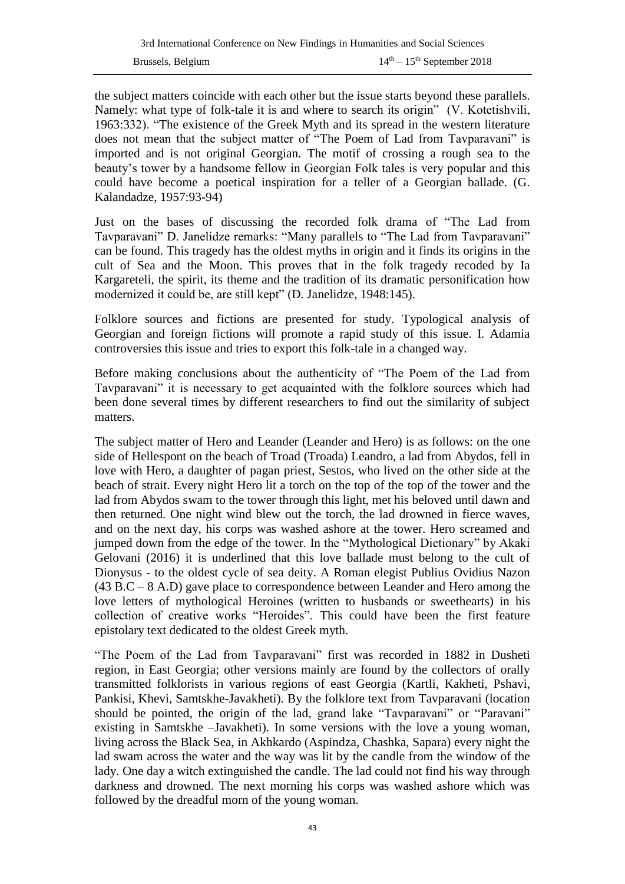the subject matters coincide with each other but the issue starts beyond these parallels. Namely: what type of folk-tale it is and where to search its origin" (V. Kotetishvili, 1963:332). "The existence of the Greek Myth and its spread in the western literature does not mean that the subject matter of "The Poem of Lad from Tavparavani" is imported and is not original Georgian. The motif of crossing a rough sea to the beauty's tower by a handsome fellow in Georgian Folk tales is very popular and this could have become a poetical inspiration for a teller of a Georgian ballade. (G. Kalandadze, 1957:93-94)

Just on the bases of discussing the recorded folk drama of "The Lad from Tavparavani" D. Janelidze remarks: "Many parallels to "The Lad from Tavparavani" can be found. This tragedy has the oldest myths in origin and it finds its origins in the cult of Sea and the Moon. This proves that in the folk tragedy recoded by Ia Kargareteli, the spirit, its theme and the tradition of its dramatic personification how modernized it could be, are still kept" (D. Janelidze, 1948:145).

Folklore sources and fictions are presented for study. Typological analysis of Georgian and foreign fictions will promote a rapid study of this issue. I. Adamia controversies this issue and tries to export this folk-tale in a changed way.

Before making conclusions about the authenticity of "The Poem of the Lad from Tavparavani" it is necessary to get acquainted with the folklore sources which had been done several times by different researchers to find out the similarity of subject matters.

The subject matter of Hero and Leander (Leander and Hero) is as follows: on the one side of Hellespont on the beach of Troad (Troada) Leandro, a lad from Abydos, fell in love with Hero, a daughter of pagan priest, Sestos, who lived on the other side at the beach of strait. Every night Hero lit a torch on the top of the top of the tower and the lad from Abydos swam to the tower through this light, met his beloved until dawn and then returned. One night wind blew out the torch, the lad drowned in fierce waves, and on the next day, his corps was washed ashore at the tower. Hero screamed and jumped down from the edge of the tower. In the "Mythological Dictionary" by Akaki Gelovani (2016) it is underlined that this love ballade must belong to the cult of Dionysus - to the oldest cycle of sea deity. A Roman elegist Publius Ovidius Nazon (43 B.C – 8 A.D) gave place to correspondence between Leander and Hero among the love letters of mythological Heroines (written to husbands or sweethearts) in his collection of creative works "Heroides". This could have been the first feature epistolary text dedicated to the oldest Greek myth.

"The Poem of the Lad from Tavparavani" first was recorded in 1882 in Dusheti region, in East Georgia; other versions mainly are found by the collectors of orally transmitted folklorists in various regions of east Georgia (Kartli, Kakheti, Pshavi, Pankisi, Khevi, Samtskhe-Javakheti). By the folklore text from Tavparavani (location should be pointed, the origin of the lad, grand lake "Tavparavani" or "Paravani" existing in Samtskhe –Javakheti). In some versions with the love a young woman, living across the Black Sea, in Akhkardo (Aspindza, Chashka, Sapara) every night the lad swam across the water and the way was lit by the candle from the window of the lady. One day a witch extinguished the candle. The lad could not find his way through darkness and drowned. The next morning his corps was washed ashore which was followed by the dreadful morn of the young woman.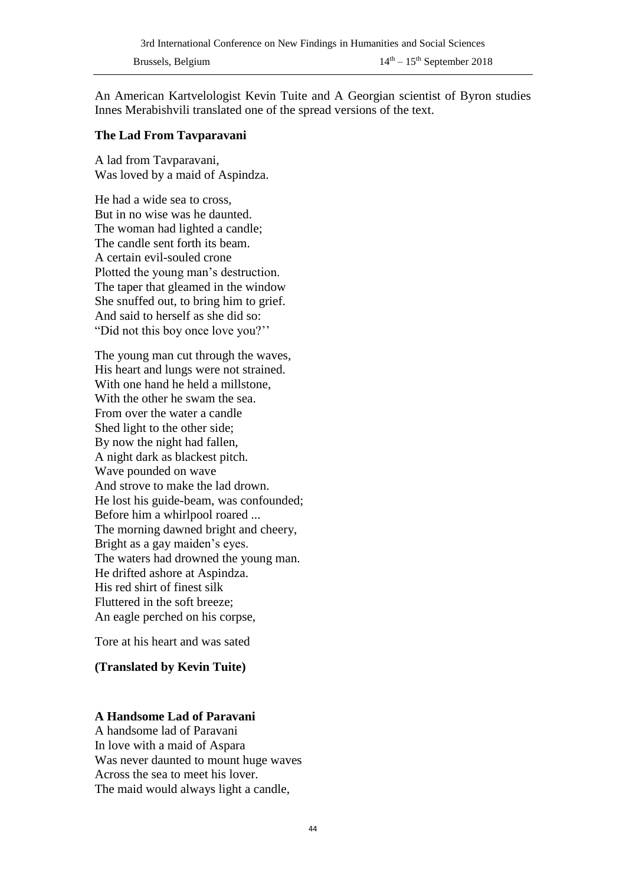An American Kartvelologist Kevin Tuite and A Georgian scientist of Byron studies Innes Merabishvili translated one of the spread versions of the text.

**The Lad From Tavparavani**

A lad from Tavparavani,  
Was loved by a maid of Aspindza.

He had a wide sea to cross,  
But in no wise was he daunted.  
The woman had lighted a candle;  
The candle sent forth its beam.  
A certain evil-souled crone  
Plotted the young man's destruction.  
The taper that gleamed in the window  
She snuffed out, to bring him to grief.  
And said to herself as she did so:  
"Did not this boy once love you?''

The young man cut through the waves,  
His heart and lungs were not strained.  
With one hand he held a millstone,  
With the other he swam the sea.  
From over the water a candle  
Shed light to the other side;  
By now the night had fallen,  
A night dark as blackest pitch.  
Wave pounded on wave  
And strove to make the lad drown.  
He lost his guide-beam, was confounded;  
Before him a whirlpool roared ...  
The morning dawned bright and cheery,  
Bright as a gay maiden's eyes.  
The waters had drowned the young man.  
He drifted ashore at Aspindza.  
His red shirt of finest silk  
Fluttered in the soft breeze;  
An eagle perched on his corpse,

Tore at his heart and was sated

**(Translated by Kevin Tuite)**

**A Handsome Lad of Paravani**

A handsome lad of Paravani  
In love with a maid of Aspara  
Was never daunted to mount huge waves  
Across the sea to meet his lover.  
The maid would always light a candle,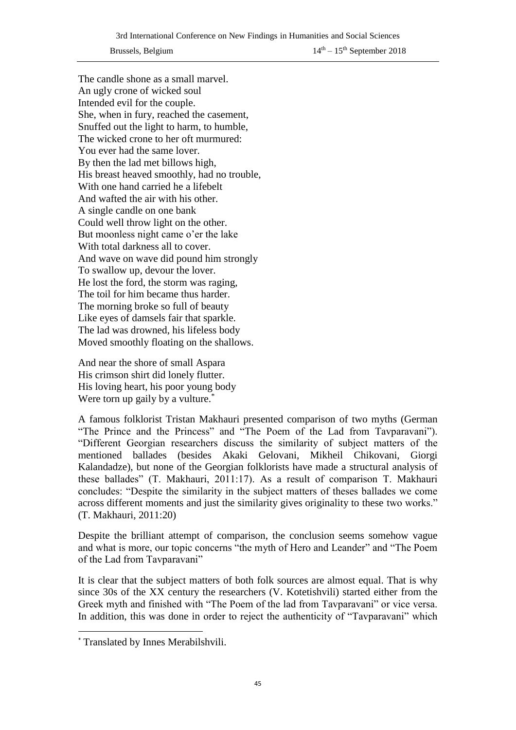The candle shone as a small marvel.  
An ugly crone of wicked soul  
Intended evil for the couple.  
She, when in fury, reached the casement,  
Snuffed out the light to harm, to humble,  
The wicked crone to her oft murmured:  
You ever had the same lover.  
By then the lad met billows high,  
His breast heaved smoothly, had no trouble,  
With one hand carried he a lifebelt  
And wafted the air with his other.  
A single candle on one bank  
Could well throw light on the other.  
But moonless night came o'er the lake  
With total darkness all to cover.  
And wave on wave did pound him strongly  
To swallow up, devour the lover.  
He lost the ford, the storm was raging,  
The toil for him became thus harder.  
The morning broke so full of beauty  
Like eyes of damsels fair that sparkle.  
The lad was drowned, his lifeless body  
Moved smoothly floating on the shallows.

And near the shore of small Aspara  
His crimson shirt did lonely flutter.  
His loving heart, his poor young body  
Were torn up gaily by a vulture.[*]

A famous folklorist Tristan Makhauri presented comparison of two myths (German "The Prince and the Princess" and "The Poem of the Lad from Tavparavani"). "Different Georgian researchers discuss the similarity of subject matters of the mentioned ballades (besides Akaki Gelovani, Mikheil Chikovani, Giorgi Kalandadze), but none of the Georgian folklorists have made a structural analysis of these ballades" (T. Makhauri, 2011:17). As a result of comparison T. Makhauri concludes: "Despite the similarity in the subject matters of theses ballades we come across different moments and just the similarity gives originality to these two works." (T. Makhauri, 2011:20)

Despite the brilliant attempt of comparison, the conclusion seems somehow vague and what is more, our topic concerns "the myth of Hero and Leander" and "The Poem of the Lad from Tavparavani"

It is clear that the subject matters of both folk sources are almost equal. That is why since 30s of the XX century the researchers (V. Kotetishvili) started either from the Greek myth and finished with "The Poem of the lad from Tavparavani" or vice versa. In addition, this was done in order to reject the authenticity of "Tavparavani" which

---

[*] Translated by Innes Merabilshvili.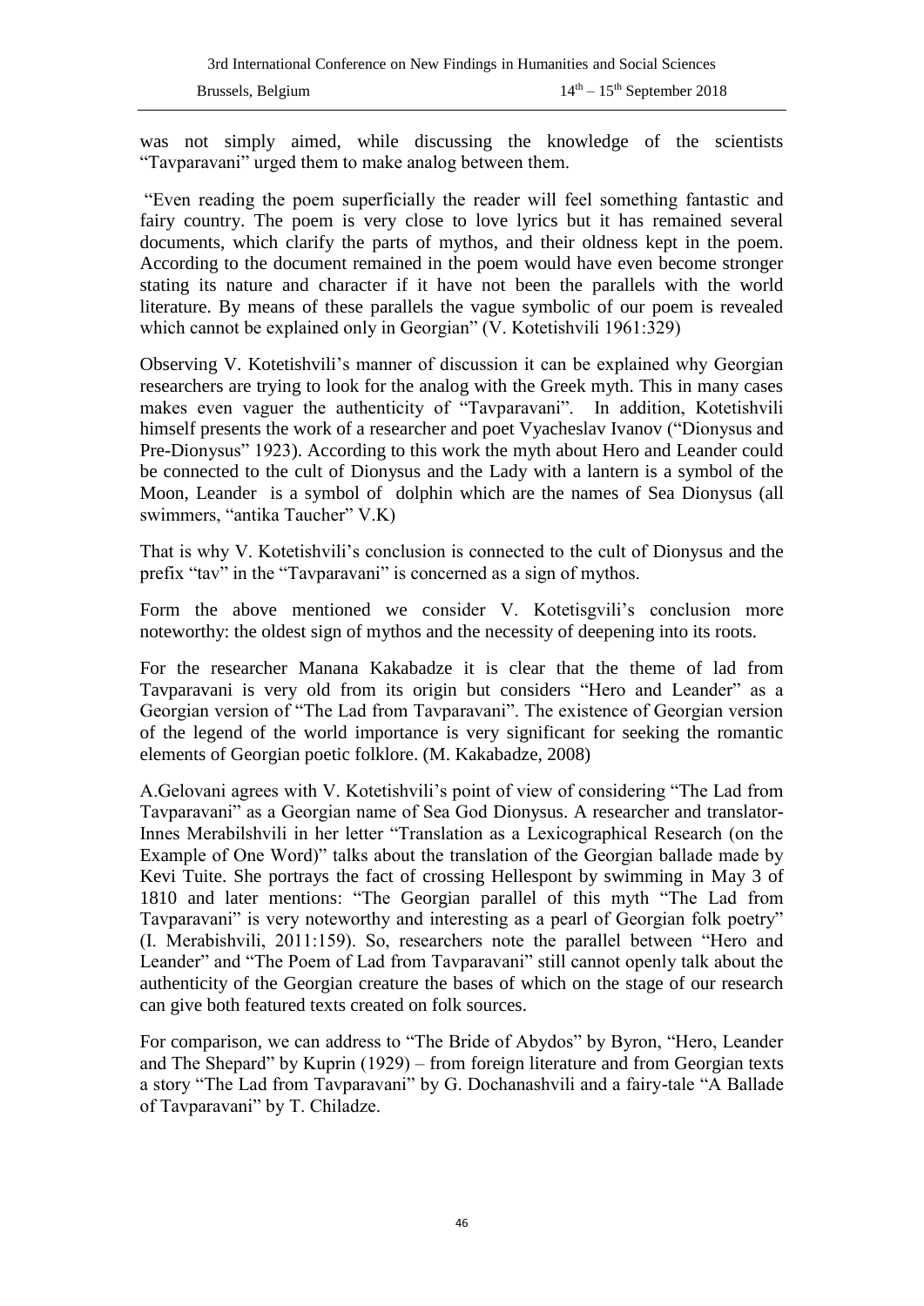was not simply aimed, while discussing the knowledge of the scientists "Tavparavani" urged them to make analog between them.

"Even reading the poem superficially the reader will feel something fantastic and fairy country. The poem is very close to love lyrics but it has remained several documents, which clarify the parts of mythos, and their oldness kept in the poem. According to the document remained in the poem would have even become stronger stating its nature and character if it have not been the parallels with the world literature. By means of these parallels the vague symbolic of our poem is revealed which cannot be explained only in Georgian" (V. Kotetishvili 1961:329)

Observing V. Kotetishvili's manner of discussion it can be explained why Georgian researchers are trying to look for the analog with the Greek myth. This in many cases makes even vaguer the authenticity of "Tavparavani". In addition, Kotetishvili himself presents the work of a researcher and poet Vyacheslav Ivanov ("Dionysus and Pre-Dionysus" 1923). According to this work the myth about Hero and Leander could be connected to the cult of Dionysus and the Lady with a lantern is a symbol of the Moon, Leander is a symbol of dolphin which are the names of Sea Dionysus (all swimmers, "antika Taucher" V.K)

That is why V. Kotetishvili's conclusion is connected to the cult of Dionysus and the prefix "tav" in the "Tavparavani" is concerned as a sign of mythos.

Form the above mentioned we consider V. Kotetisgvili's conclusion more noteworthy: the oldest sign of mythos and the necessity of deepening into its roots.

For the researcher Manana Kakabadze it is clear that the theme of lad from Tavparavani is very old from its origin but considers "Hero and Leander" as a Georgian version of "The Lad from Tavparavani". The existence of Georgian version of the legend of the world importance is very significant for seeking the romantic elements of Georgian poetic folklore. (M. Kakabadze, 2008)

A.Gelovani agrees with V. Kotetishvili's point of view of considering "The Lad from Tavparavani" as a Georgian name of Sea God Dionysus. A researcher and translator-Innes Merabilshvili in her letter "Translation as a Lexicographical Research (on the Example of One Word)" talks about the translation of the Georgian ballade made by Kevi Tuite. She portrays the fact of crossing Hellespont by swimming in May 3 of 1810 and later mentions: "The Georgian parallel of this myth "The Lad from Tavparavani" is very noteworthy and interesting as a pearl of Georgian folk poetry" (I. Merabishvili, 2011:159). So, researchers note the parallel between "Hero and Leander" and "The Poem of Lad from Tavparavani" still cannot openly talk about the authenticity of the Georgian creature the bases of which on the stage of our research can give both featured texts created on folk sources.

For comparison, we can address to "The Bride of Abydos" by Byron, "Hero, Leander and The Shepard" by Kuprin (1929) – from foreign literature and from Georgian texts a story "The Lad from Tavparavani" by G. Dochanashvili and a fairy-tale "A Ballade of Tavparavani" by T. Chiladze.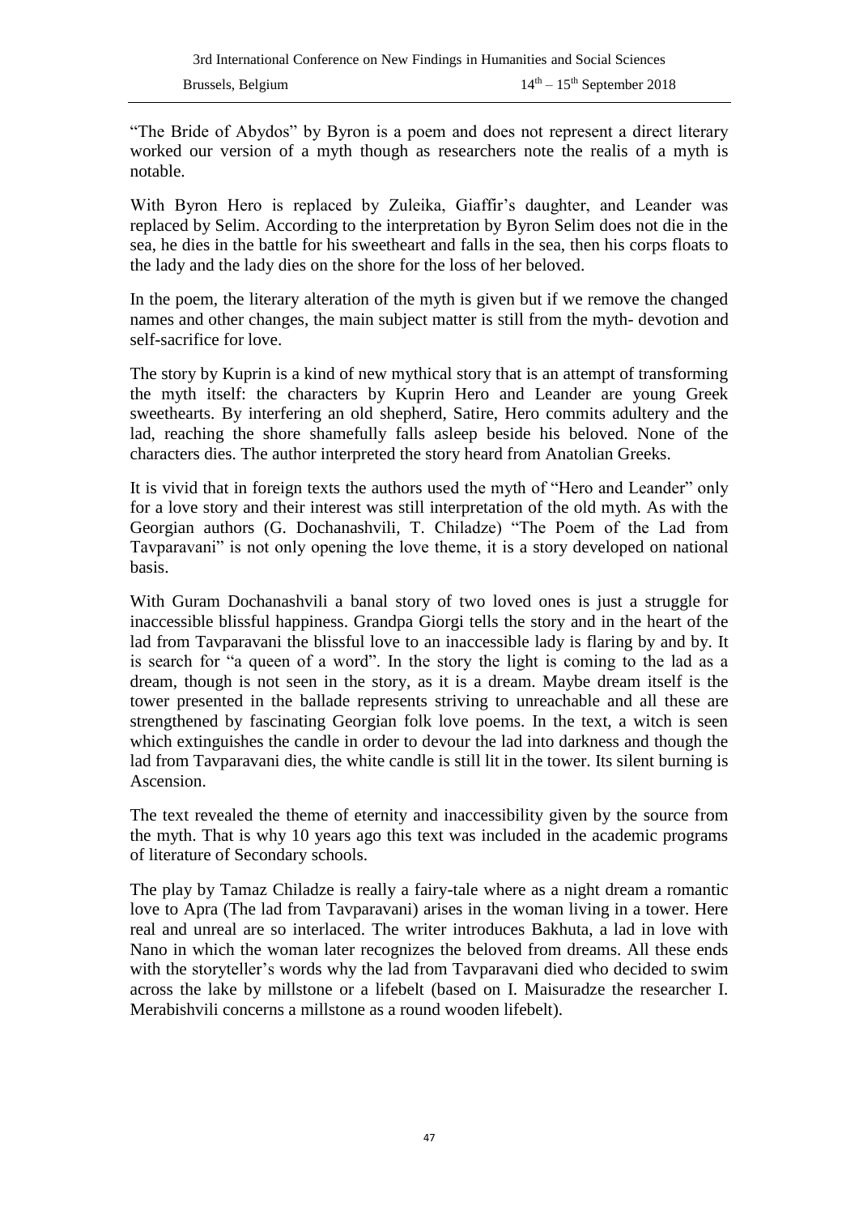"The Bride of Abydos" by Byron is a poem and does not represent a direct literary worked our version of a myth though as researchers note the realis of a myth is notable.

With Byron Hero is replaced by Zuleika, Giaffir's daughter, and Leander was replaced by Selim. According to the interpretation by Byron Selim does not die in the sea, he dies in the battle for his sweetheart and falls in the sea, then his corps floats to the lady and the lady dies on the shore for the loss of her beloved.

In the poem, the literary alteration of the myth is given but if we remove the changed names and other changes, the main subject matter is still from the myth- devotion and self-sacrifice for love.

The story by Kuprin is a kind of new mythical story that is an attempt of transforming the myth itself: the characters by Kuprin Hero and Leander are young Greek sweethearts. By interfering an old shepherd, Satire, Hero commits adultery and the lad, reaching the shore shamefully falls asleep beside his beloved. None of the characters dies. The author interpreted the story heard from Anatolian Greeks.

It is vivid that in foreign texts the authors used the myth of "Hero and Leander" only for a love story and their interest was still interpretation of the old myth. As with the Georgian authors (G. Dochanashvili, T. Chiladze) "The Poem of the Lad from Tavparavani" is not only opening the love theme, it is a story developed on national basis.

With Guram Dochanashvili a banal story of two loved ones is just a struggle for inaccessible blissful happiness. Grandpa Giorgi tells the story and in the heart of the lad from Tavparavani the blissful love to an inaccessible lady is flaring by and by. It is search for "a queen of a word". In the story the light is coming to the lad as a dream, though is not seen in the story, as it is a dream. Maybe dream itself is the tower presented in the ballade represents striving to unreachable and all these are strengthened by fascinating Georgian folk love poems. In the text, a witch is seen which extinguishes the candle in order to devour the lad into darkness and though the lad from Tavparavani dies, the white candle is still lit in the tower. Its silent burning is Ascension.

The text revealed the theme of eternity and inaccessibility given by the source from the myth. That is why 10 years ago this text was included in the academic programs of literature of Secondary schools.

The play by Tamaz Chiladze is really a fairy-tale where as a night dream a romantic love to Apra (The lad from Tavparavani) arises in the woman living in a tower. Here real and unreal are so interlaced. The writer introduces Bakhuta, a lad in love with Nano in which the woman later recognizes the beloved from dreams. All these ends with the storyteller's words why the lad from Tavparavani died who decided to swim across the lake by millstone or a lifebelt (based on I. Maisuradze the researcher I. Merabishvili concerns a millstone as a round wooden lifebelt).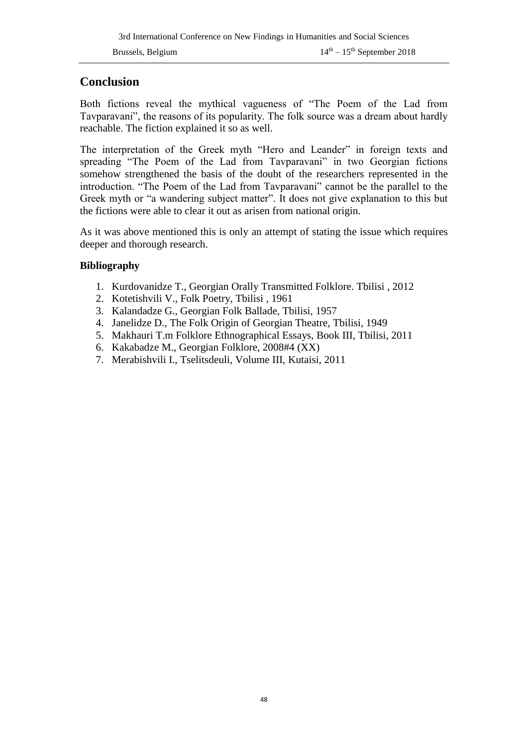## Conclusion

Both fictions reveal the mythical vagueness of "The Poem of the Lad from Tavparavani", the reasons of its popularity. The folk source was a dream about hardly reachable. The fiction explained it so as well.

The interpretation of the Greek myth "Hero and Leander" in foreign texts and spreading "The Poem of the Lad from Tavparavani" in two Georgian fictions somehow strengthened the basis of the doubt of the researchers represented in the introduction. "The Poem of the Lad from Tavparavani" cannot be the parallel to the Greek myth or "a wandering subject matter". It does not give explanation to this but the fictions were able to clear it out as arisen from national origin.

As it was above mentioned this is only an attempt of stating the issue which requires deeper and thorough research.

### Bibliography

1. Kurdovanidze T., Georgian Orally Transmitted Folklore. Tbilisi , 2012
2. Kotetishvili V., Folk Poetry, Tbilisi , 1961
3. Kalandadze G., Georgian Folk Ballade, Tbilisi, 1957
4. Janelidze D., The Folk Origin of Georgian Theatre, Tbilisi, 1949
5. Makhauri T.m Folklore Ethnographical Essays, Book III, Tbilisi, 2011
6. Kakabadze M., Georgian Folklore, 2008#4 (XX)
7. Merabishvili I., Tselitsdeuli, Volume III, Kutaisi, 2011